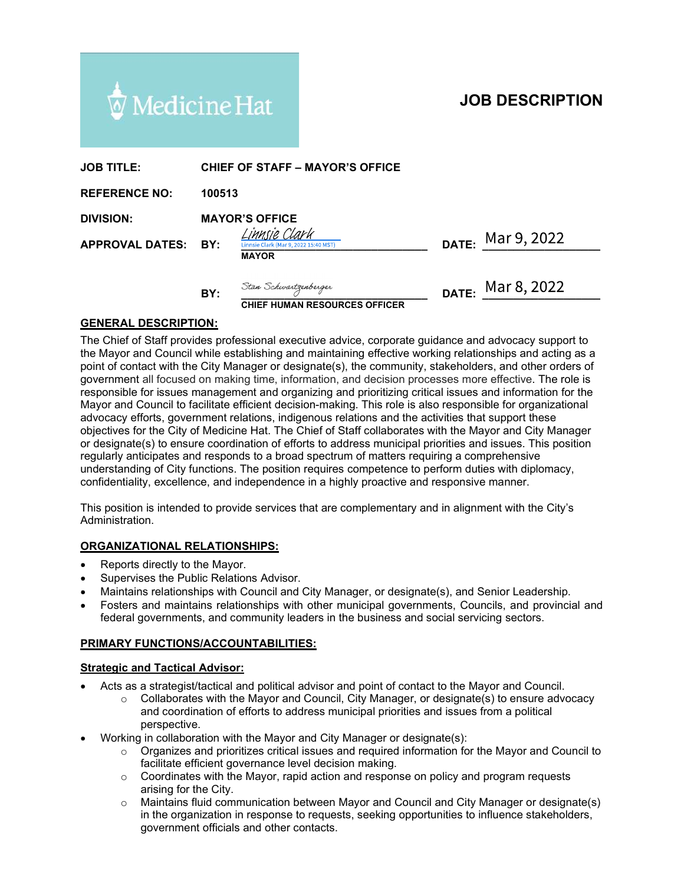Medicine Hat

# JOB DESCRIPTION

**JOB TITLE:** CHIEF OF STAFF – MAYOR'S OFFICE

**REFERENCE NO:** 100513

**DIVISION:** MAYOR'S OFFICE

**APPROVAL DATES:**

BY: Linnsie Clark (Linnsie Clark (Mar 9, 2022 15:40 MST)) **MAYOR** DATE: Mar 9, 2022

BY: Stan Schwartzenberger **CHIEF HUMAN RESOURCES OFFICER** DATE: Mar 8, 2022

## GENERAL DESCRIPTION:

The Chief of Staff provides professional executive advice, corporate guidance and advocacy support to the Mayor and Council while establishing and maintaining effective working relationships and acting as a point of contact with the City Manager or designate(s), the community, stakeholders, and other orders of government all focused on making time, information, and decision processes more effective. The role is responsible for issues management and organizing and prioritizing critical issues and information for the Mayor and Council to facilitate efficient decision-making. This role is also responsible for organizational advocacy efforts, government relations, indigenous relations and the activities that support these objectives for the City of Medicine Hat. The Chief of Staff collaborates with the Mayor and City Manager or designate(s) to ensure coordination of efforts to address municipal priorities and issues. This position regularly anticipates and responds to a broad spectrum of matters requiring a comprehensive understanding of City functions. The position requires competence to perform duties with diplomacy, confidentiality, excellence, and independence in a highly proactive and responsive manner.

This position is intended to provide services that are complementary and in alignment with the City's Administration.

## ORGANIZATIONAL RELATIONSHIPS:

- Reports directly to the Mayor.
- Supervises the Public Relations Advisor.
- Maintains relationships with Council and City Manager, or designate(s), and Senior Leadership.
- Fosters and maintains relationships with other municipal governments, Councils, and provincial and federal governments, and community leaders in the business and social servicing sectors.

## PRIMARY FUNCTIONS/ACCOUNTABILITIES:

### Strategic and Tactical Advisor:

- Acts as a strategist/tactical and political advisor and point of contact to the Mayor and Council.
  - Collaborates with the Mayor and Council, City Manager, or designate(s) to ensure advocacy and coordination of efforts to address municipal priorities and issues from a political perspective.
- Working in collaboration with the Mayor and City Manager or designate(s):
  - Organizes and prioritizes critical issues and required information for the Mayor and Council to facilitate efficient governance level decision making.
  - Coordinates with the Mayor, rapid action and response on policy and program requests arising for the City.
  - Maintains fluid communication between Mayor and Council and City Manager or designate(s) in the organization in response to requests, seeking opportunities to influence stakeholders, government officials and other contacts.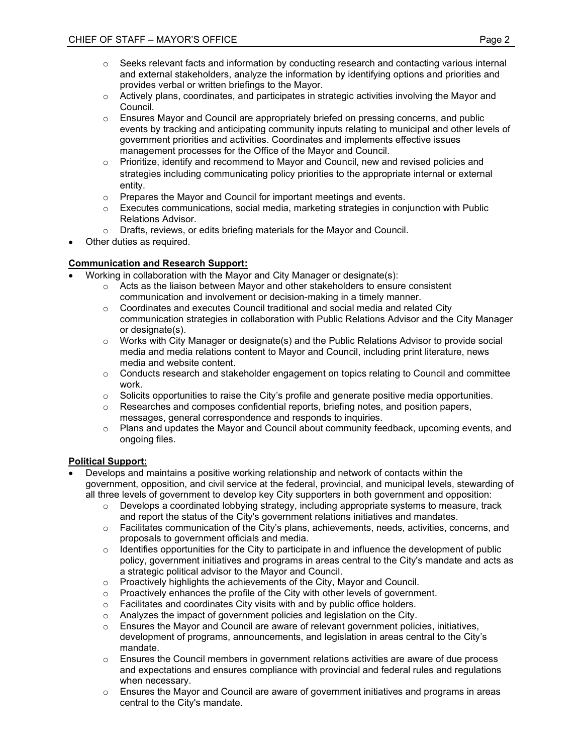- Seeks relevant facts and information by conducting research and contacting various internal and external stakeholders, analyze the information by identifying options and priorities and provides verbal or written briefings to the Mayor.
  - Actively plans, coordinates, and participates in strategic activities involving the Mayor and Council.
  - Ensures Mayor and Council are appropriately briefed on pressing concerns, and public events by tracking and anticipating community inputs relating to municipal and other levels of government priorities and activities. Coordinates and implements effective issues management processes for the Office of the Mayor and Council.
  - Prioritize, identify and recommend to Mayor and Council, new and revised policies and strategies including communicating policy priorities to the appropriate internal or external entity.
  - Prepares the Mayor and Council for important meetings and events.
  - Executes communications, social media, marketing strategies in conjunction with Public Relations Advisor.
  - Drafts, reviews, or edits briefing materials for the Mayor and Council.
- Other duties as required.

**Communication and Research Support:**

- Working in collaboration with the Mayor and City Manager or designate(s):
  - Acts as the liaison between Mayor and other stakeholders to ensure consistent communication and involvement or decision-making in a timely manner.
  - Coordinates and executes Council traditional and social media and related City communication strategies in collaboration with Public Relations Advisor and the City Manager or designate(s).
  - Works with City Manager or designate(s) and the Public Relations Advisor to provide social media and media relations content to Mayor and Council, including print literature, news media and website content.
  - Conducts research and stakeholder engagement on topics relating to Council and committee work.
  - Solicits opportunities to raise the City's profile and generate positive media opportunities.
  - Researches and composes confidential reports, briefing notes, and position papers, messages, general correspondence and responds to inquiries.
  - Plans and updates the Mayor and Council about community feedback, upcoming events, and ongoing files.

**Political Support:**

- Develops and maintains a positive working relationship and network of contacts within the government, opposition, and civil service at the federal, provincial, and municipal levels, stewarding of all three levels of government to develop key City supporters in both government and opposition:
  - Develops a coordinated lobbying strategy, including appropriate systems to measure, track and report the status of the City's government relations initiatives and mandates.
  - Facilitates communication of the City's plans, achievements, needs, activities, concerns, and proposals to government officials and media.
  - Identifies opportunities for the City to participate in and influence the development of public policy, government initiatives and programs in areas central to the City's mandate and acts as a strategic political advisor to the Mayor and Council.
  - Proactively highlights the achievements of the City, Mayor and Council.
  - Proactively enhances the profile of the City with other levels of government.
  - Facilitates and coordinates City visits with and by public office holders.
  - Analyzes the impact of government policies and legislation on the City.
  - Ensures the Mayor and Council are aware of relevant government policies, initiatives, development of programs, announcements, and legislation in areas central to the City's mandate.
  - Ensures the Council members in government relations activities are aware of due process and expectations and ensures compliance with provincial and federal rules and regulations when necessary.
  - Ensures the Mayor and Council are aware of government initiatives and programs in areas central to the City's mandate.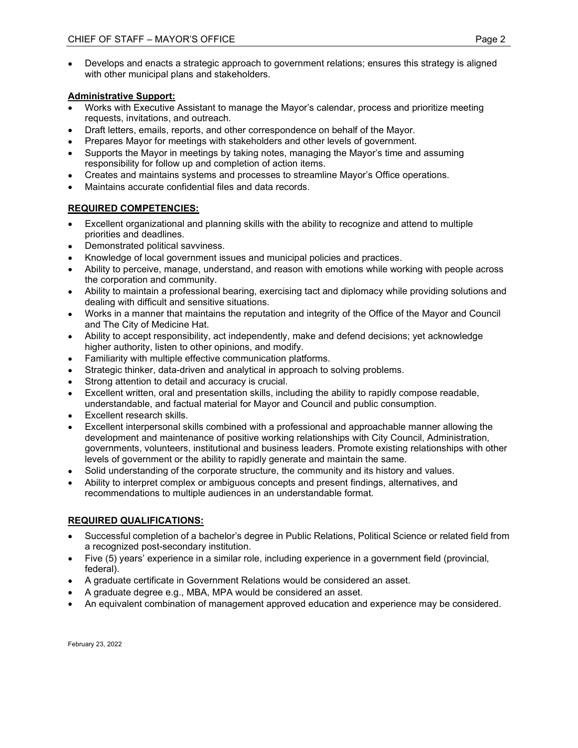- Develops and enacts a strategic approach to government relations; ensures this strategy is aligned with other municipal plans and stakeholders.

**Administrative Support:**

- Works with Executive Assistant to manage the Mayor's calendar, process and prioritize meeting requests, invitations, and outreach.
- Draft letters, emails, reports, and other correspondence on behalf of the Mayor.
- Prepares Mayor for meetings with stakeholders and other levels of government.
- Supports the Mayor in meetings by taking notes, managing the Mayor's time and assuming responsibility for follow up and completion of action items.
- Creates and maintains systems and processes to streamline Mayor's Office operations.
- Maintains accurate confidential files and data records.

## REQUIRED COMPETENCIES:

- Excellent organizational and planning skills with the ability to recognize and attend to multiple priorities and deadlines.
- Demonstrated political savviness.
- Knowledge of local government issues and municipal policies and practices.
- Ability to perceive, manage, understand, and reason with emotions while working with people across the corporation and community.
- Ability to maintain a professional bearing, exercising tact and diplomacy while providing solutions and dealing with difficult and sensitive situations.
- Works in a manner that maintains the reputation and integrity of the Office of the Mayor and Council and The City of Medicine Hat.
- Ability to accept responsibility, act independently, make and defend decisions; yet acknowledge higher authority, listen to other opinions, and modify.
- Familiarity with multiple effective communication platforms.
- Strategic thinker, data-driven and analytical in approach to solving problems.
- Strong attention to detail and accuracy is crucial.
- Excellent written, oral and presentation skills, including the ability to rapidly compose readable, understandable, and factual material for Mayor and Council and public consumption.
- Excellent research skills.
- Excellent interpersonal skills combined with a professional and approachable manner allowing the development and maintenance of positive working relationships with City Council, Administration, governments, volunteers, institutional and business leaders. Promote existing relationships with other levels of government or the ability to rapidly generate and maintain the same.
- Solid understanding of the corporate structure, the community and its history and values.
- Ability to interpret complex or ambiguous concepts and present findings, alternatives, and recommendations to multiple audiences in an understandable format.

## REQUIRED QUALIFICATIONS:

- Successful completion of a bachelor's degree in Public Relations, Political Science or related field from a recognized post-secondary institution.
- Five (5) years' experience in a similar role, including experience in a government field (provincial, federal).
- A graduate certificate in Government Relations would be considered an asset.
- A graduate degree e.g., MBA, MPA would be considered an asset.
- An equivalent combination of management approved education and experience may be considered.

February 23, 2022